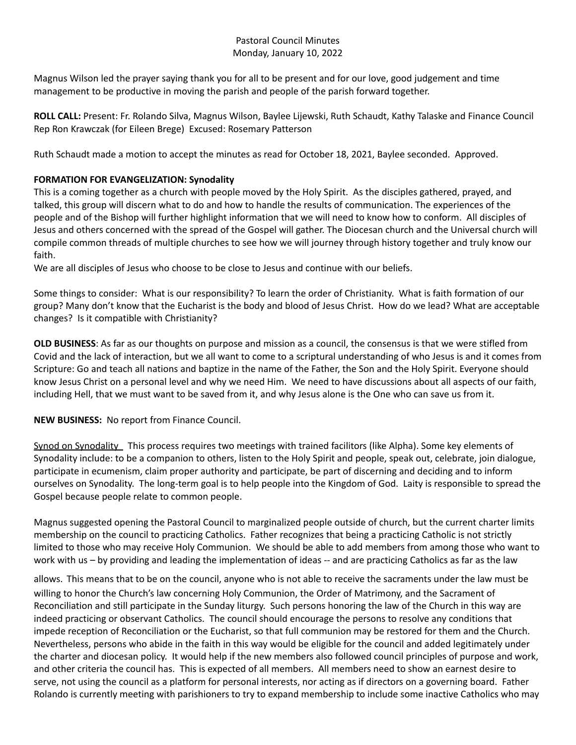Pastoral Council Minutes
Monday, January 10, 2022

Magnus Wilson led the prayer saying thank you for all to be present and for our love, good judgement and time management to be productive in moving the parish and people of the parish forward together.

**ROLL CALL:** Present: Fr. Rolando Silva, Magnus Wilson, Baylee Lijewski, Ruth Schaudt, Kathy Talaske and Finance Council Rep Ron Krawczak (for Eileen Brege) Excused: Rosemary Patterson

Ruth Schaudt made a motion to accept the minutes as read for October 18, 2021, Baylee seconded. Approved.

**FORMATION FOR EVANGELIZATION: Synodality**

This is a coming together as a church with people moved by the Holy Spirit. As the disciples gathered, prayed, and talked, this group will discern what to do and how to handle the results of communication. The experiences of the people and of the Bishop will further highlight information that we will need to know how to conform. All disciples of Jesus and others concerned with the spread of the Gospel will gather. The Diocesan church and the Universal church will compile common threads of multiple churches to see how we will journey through history together and truly know our faith.

We are all disciples of Jesus who choose to be close to Jesus and continue with our beliefs.

Some things to consider: What is our responsibility? To learn the order of Christianity. What is faith formation of our group? Many don't know that the Eucharist is the body and blood of Jesus Christ. How do we lead? What are acceptable changes? Is it compatible with Christianity?

**OLD BUSINESS**: As far as our thoughts on purpose and mission as a council, the consensus is that we were stifled from Covid and the lack of interaction, but we all want to come to a scriptural understanding of who Jesus is and it comes from Scripture: Go and teach all nations and baptize in the name of the Father, the Son and the Holy Spirit. Everyone should know Jesus Christ on a personal level and why we need Him. We need to have discussions about all aspects of our faith, including Hell, that we must want to be saved from it, and why Jesus alone is the One who can save us from it.

**NEW BUSINESS:** No report from Finance Council.

Synod on Synodality This process requires two meetings with trained facilitors (like Alpha). Some key elements of Synodality include: to be a companion to others, listen to the Holy Spirit and people, speak out, celebrate, join dialogue, participate in ecumenism, claim proper authority and participate, be part of discerning and deciding and to inform ourselves on Synodality. The long-term goal is to help people into the Kingdom of God. Laity is responsible to spread the Gospel because people relate to common people.

Magnus suggested opening the Pastoral Council to marginalized people outside of church, but the current charter limits membership on the council to practicing Catholics. Father recognizes that being a practicing Catholic is not strictly limited to those who may receive Holy Communion. We should be able to add members from among those who want to work with us – by providing and leading the implementation of ideas -- and are practicing Catholics as far as the law allows. This means that to be on the council, anyone who is not able to receive the sacraments under the law must be willing to honor the Church's law concerning Holy Communion, the Order of Matrimony, and the Sacrament of Reconciliation and still participate in the Sunday liturgy. Such persons honoring the law of the Church in this way are indeed practicing or observant Catholics. The council should encourage the persons to resolve any conditions that impede reception of Reconciliation or the Eucharist, so that full communion may be restored for them and the Church. Nevertheless, persons who abide in the faith in this way would be eligible for the council and added legitimately under the charter and diocesan policy. It would help if the new members also followed council principles of purpose and work, and other criteria the council has. This is expected of all members. All members need to show an earnest desire to serve, not using the council as a platform for personal interests, nor acting as if directors on a governing board. Father Rolando is currently meeting with parishioners to try to expand membership to include some inactive Catholics who may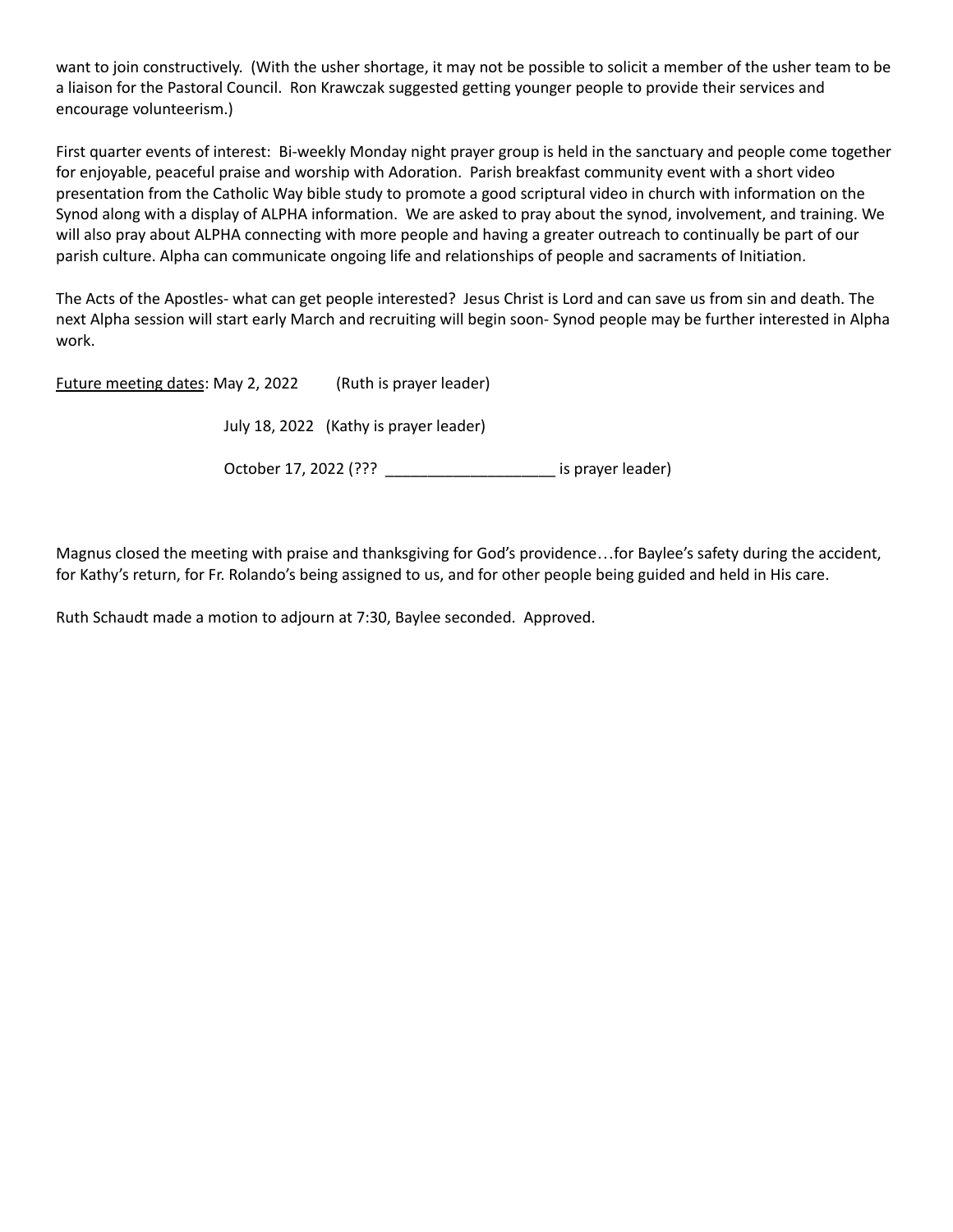want to join constructively. (With the usher shortage, it may not be possible to solicit a member of the usher team to be a liaison for the Pastoral Council. Ron Krawczak suggested getting younger people to provide their services and encourage volunteerism.)

First quarter events of interest: Bi-weekly Monday night prayer group is held in the sanctuary and people come together for enjoyable, peaceful praise and worship with Adoration. Parish breakfast community event with a short video presentation from the Catholic Way bible study to promote a good scriptural video in church with information on the Synod along with a display of ALPHA information. We are asked to pray about the synod, involvement, and training. We will also pray about ALPHA connecting with more people and having a greater outreach to continually be part of our parish culture. Alpha can communicate ongoing life and relationships of people and sacraments of Initiation.

The Acts of the Apostles- what can get people interested? Jesus Christ is Lord and can save us from sin and death. The next Alpha session will start early March and recruiting will begin soon- Synod people may be further interested in Alpha work.

<u>Future meeting dates</u>: May 2, 2022 (Ruth is prayer leader)

July 18, 2022 (Kathy is prayer leader)

October 17, 2022 (??? ____________________ is prayer leader)

Magnus closed the meeting with praise and thanksgiving for God's providence…for Baylee's safety during the accident, for Kathy's return, for Fr. Rolando's being assigned to us, and for other people being guided and held in His care.

Ruth Schaudt made a motion to adjourn at 7:30, Baylee seconded. Approved.